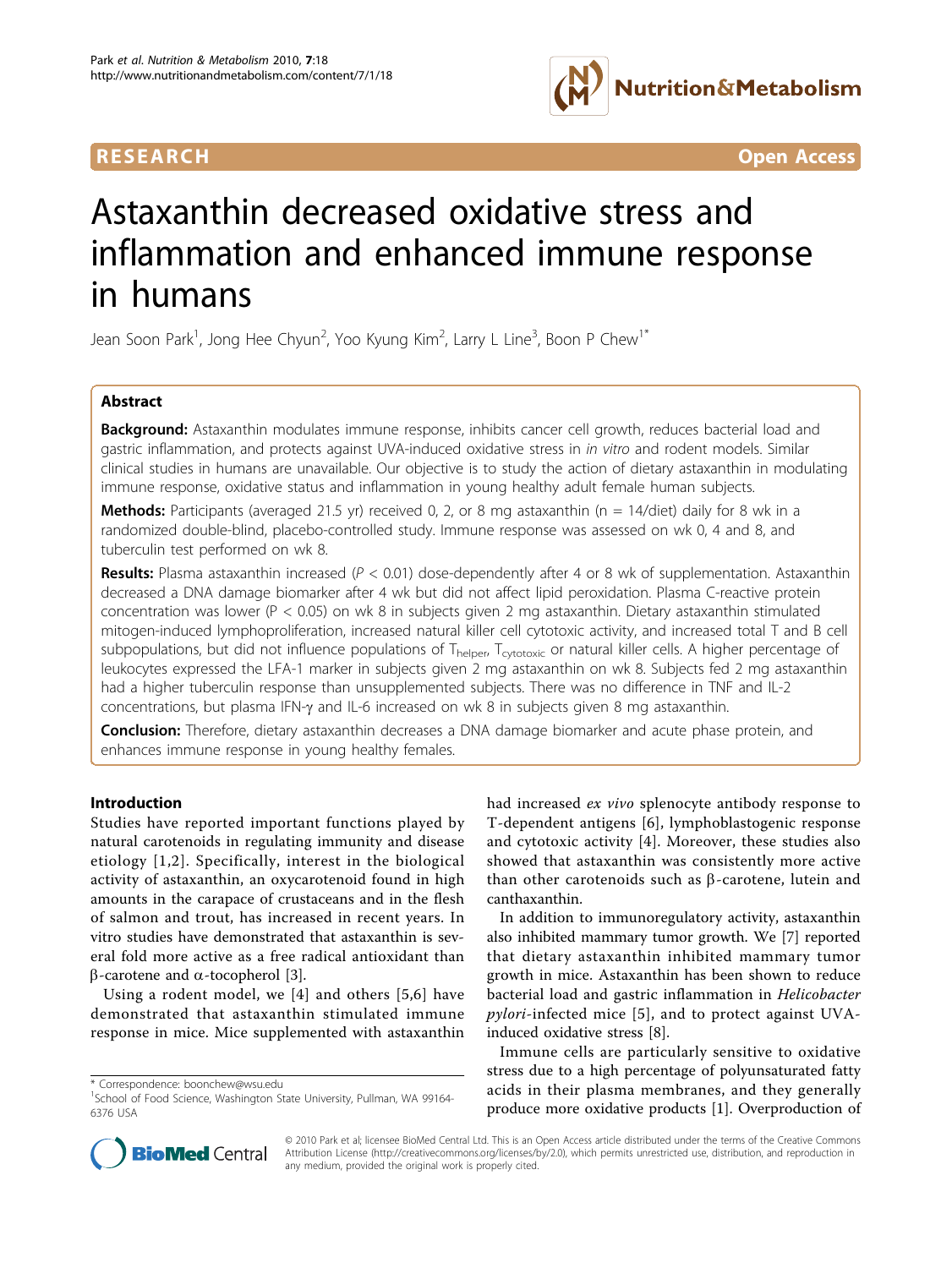RESEARCH Open Access

# Astaxanthin decreased oxidative stress and inflammation and enhanced immune response in humans

Jean Soon Park[1], Jong Hee Chyun[2], Yoo Kyung Kim[2], Larry L Line[3], Boon P Chew[1*]

## Abstract

**Background:** Astaxanthin modulates immune response, inhibits cancer cell growth, reduces bacterial load and gastric inflammation, and protects against UVA-induced oxidative stress in *in vitro* and rodent models. Similar clinical studies in humans are unavailable. Our objective is to study the action of dietary astaxanthin in modulating immune response, oxidative status and inflammation in young healthy adult female human subjects.

**Methods:** Participants (averaged 21.5 yr) received 0, 2, or 8 mg astaxanthin (n = 14/diet) daily for 8 wk in a randomized double-blind, placebo-controlled study. Immune response was assessed on wk 0, 4 and 8, and tuberculin test performed on wk 8.

**Results:** Plasma astaxanthin increased ($P < 0.01$) dose-dependently after 4 or 8 wk of supplementation. Astaxanthin decreased a DNA damage biomarker after 4 wk but did not affect lipid peroxidation. Plasma C-reactive protein concentration was lower ($P < 0.05$) on wk 8 in subjects given 2 mg astaxanthin. Dietary astaxanthin stimulated mitogen-induced lymphoproliferation, increased natural killer cell cytotoxic activity, and increased total T and B cell subpopulations, but did not influence populations of $T_{helper}$, $T_{cytotoxic}$ or natural killer cells. A higher percentage of leukocytes expressed the LFA-1 marker in subjects given 2 mg astaxanthin on wk 8. Subjects fed 2 mg astaxanthin had a higher tuberculin response than unsupplemented subjects. There was no difference in TNF and IL-2 concentrations, but plasma IFN-γ and IL-6 increased on wk 8 in subjects given 8 mg astaxanthin.

**Conclusion:** Therefore, dietary astaxanthin decreases a DNA damage biomarker and acute phase protein, and enhances immune response in young healthy females.

## Introduction

Studies have reported important functions played by natural carotenoids in regulating immunity and disease etiology [1,2]. Specifically, interest in the biological activity of astaxanthin, an oxycarotenoid found in high amounts in the carapace of crustaceans and in the flesh of salmon and trout, has increased in recent years. In vitro studies have demonstrated that astaxanthin is several fold more active as a free radical antioxidant than β-carotene and α-tocopherol [3].

Using a rodent model, we [4] and others [5,6] have demonstrated that astaxanthin stimulated immune response in mice. Mice supplemented with astaxanthin had increased *ex vivo* splenocyte antibody response to T-dependent antigens [6], lymphoblastogenic response and cytotoxic activity [4]. Moreover, these studies also showed that astaxanthin was consistently more active than other carotenoids such as β-carotene, lutein and canthaxanthin.

In addition to immunoregulatory activity, astaxanthin also inhibited mammary tumor growth. We [7] reported that dietary astaxanthin inhibited mammary tumor growth in mice. Astaxanthin has been shown to reduce bacterial load and gastric inflammation in *Helicobacter pylori*-infected mice [5], and to protect against UVA-induced oxidative stress [8].

Immune cells are particularly sensitive to oxidative stress due to a high percentage of polyunsaturated fatty acids in their plasma membranes, and they generally produce more oxidative products [1]. Overproduction of

\* Correspondence: boonchew@wsu.edu
[1]School of Food Science, Washington State University, Pullman, WA 99164-6376 USA

© 2010 Park et al; licensee BioMed Central Ltd. This is an Open Access article distributed under the terms of the Creative Commons Attribution License (http://creativecommons.org/licenses/by/2.0), which permits unrestricted use, distribution, and reproduction in any medium, provided the original work is properly cited.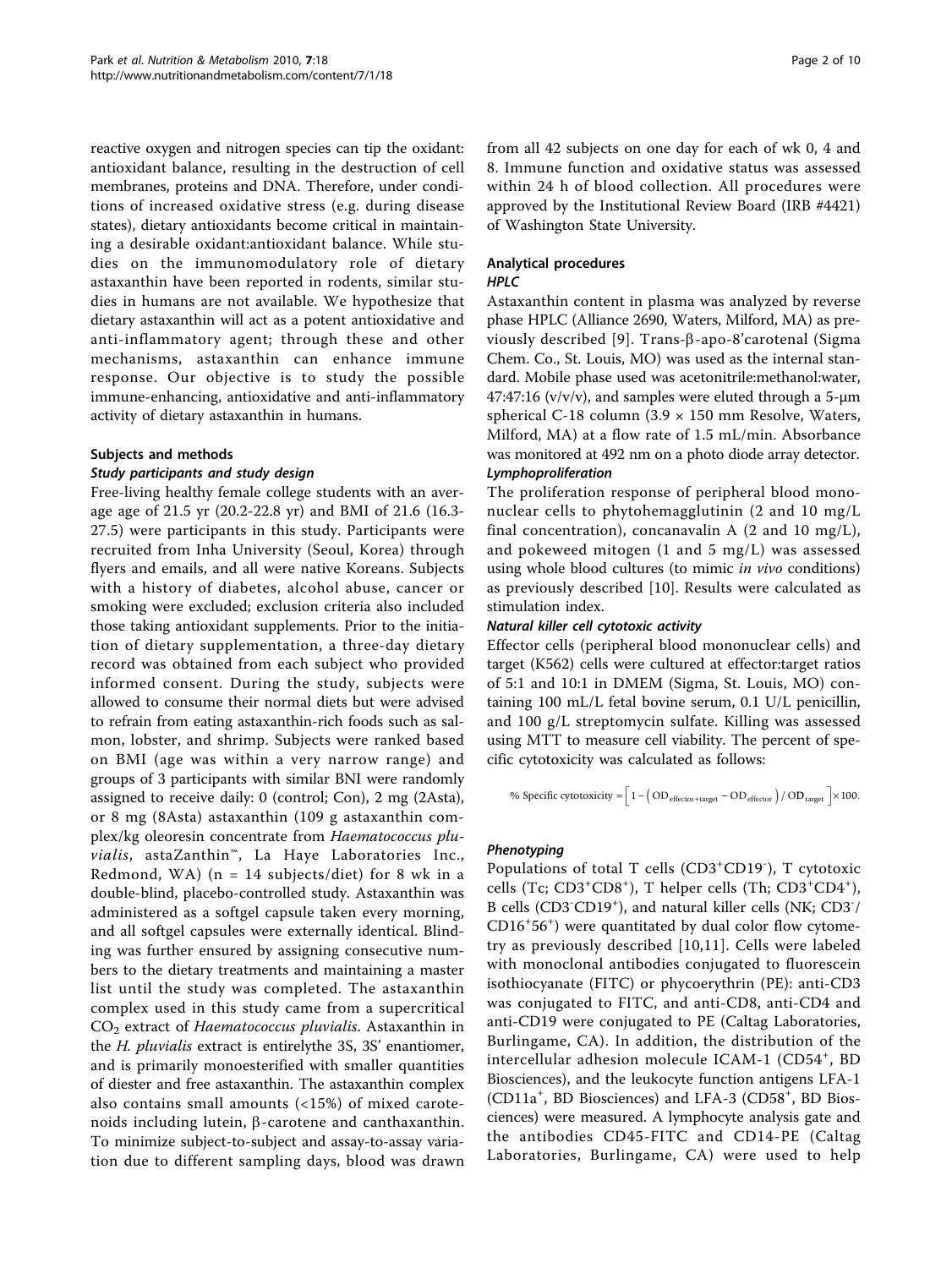reactive oxygen and nitrogen species can tip the oxidant: antioxidant balance, resulting in the destruction of cell membranes, proteins and DNA. Therefore, under conditions of increased oxidative stress (e.g. during disease states), dietary antioxidants become critical in maintaining a desirable oxidant:antioxidant balance. While studies on the immunomodulatory role of dietary astaxanthin have been reported in rodents, similar studies in humans are not available. We hypothesize that dietary astaxanthin will act as a potent antioxidative and anti-inflammatory agent; through these and other mechanisms, astaxanthin can enhance immune response. Our objective is to study the possible immune-enhancing, antioxidative and anti-inflammatory activity of dietary astaxanthin in humans.

## Subjects and methods

### Study participants and study design

Free-living healthy female college students with an average age of 21.5 yr (20.2-22.8 yr) and BMI of 21.6 (16.3-27.5) were participants in this study. Participants were recruited from Inha University (Seoul, Korea) through flyers and emails, and all were native Koreans. Subjects with a history of diabetes, alcohol abuse, cancer or smoking were excluded; exclusion criteria also included those taking antioxidant supplements. Prior to the initiation of dietary supplementation, a three-day dietary record was obtained from each subject who provided informed consent. During the study, subjects were allowed to consume their normal diets but were advised to refrain from eating astaxanthin-rich foods such as salmon, lobster, and shrimp. Subjects were ranked based on BMI (age was within a very narrow range) and groups of 3 participants with similar BNI were randomly assigned to receive daily: 0 (control; Con), 2 mg (2Asta), or 8 mg (8Asta) astaxanthin (109 g astaxanthin complex/kg oleoresin concentrate from *Haematococcus pluvialis*, astaZanthin™, La Haye Laboratories Inc., Redmond, WA) (n = 14 subjects/diet) for 8 wk in a double-blind, placebo-controlled study. Astaxanthin was administered as a softgel capsule taken every morning, and all softgel capsules were externally identical. Blinding was further ensured by assigning consecutive numbers to the dietary treatments and maintaining a master list until the study was completed. The astaxanthin complex used in this study came from a supercritical $CO_2$ extract of *Haematococcus pluvialis*. Astaxanthin in the *H. pluvialis* extract is entirelythe 3S, 3S' enantiomer, and is primarily monoesterified with smaller quantities of diester and free astaxanthin. The astaxanthin complex also contains small amounts (<15%) of mixed carotenoids including lutein, β-carotene and canthaxanthin. To minimize subject-to-subject and assay-to-assay variation due to different sampling days, blood was drawn from all 42 subjects on one day for each of wk 0, 4 and 8. Immune function and oxidative status was assessed within 24 h of blood collection. All procedures were approved by the Institutional Review Board (IRB #4421) of Washington State University.

### Analytical procedures

#### HPLC

Astaxanthin content in plasma was analyzed by reverse phase HPLC (Alliance 2690, Waters, Milford, MA) as previously described [9]. Trans-β-apo-8'carotenal (Sigma Chem. Co., St. Louis, MO) was used as the internal standard. Mobile phase used was acetonitrile:methanol:water, 47:47:16 (v/v/v), and samples were eluted through a 5-μm spherical C-18 column (3.9 × 150 mm Resolve, Waters, Milford, MA) at a flow rate of 1.5 mL/min. Absorbance was monitored at 492 nm on a photo diode array detector.

#### Lymphoproliferation

The proliferation response of peripheral blood mononuclear cells to phytohemagglutinin (2 and 10 mg/L final concentration), concanavalin A (2 and 10 mg/L), and pokeweed mitogen (1 and 5 mg/L) was assessed using whole blood cultures (to mimic *in vivo* conditions) as previously described [10]. Results were calculated as stimulation index.

#### Natural killer cell cytotoxic activity

Effector cells (peripheral blood mononuclear cells) and target (K562) cells were cultured at effector:target ratios of 5:1 and 10:1 in DMEM (Sigma, St. Louis, MO) containing 100 mL/L fetal bovine serum, 0.1 U/L penicillin, and 100 g/L streptomycin sulfate. Killing was assessed using MTT to measure cell viability. The percent of specific cytotoxicity was calculated as follows:

$$\%\ \text{Specific cytotoxicity} = \left[1 - \left(\text{OD}_{\text{effector+target}} - \text{OD}_{\text{effector}}\right) / \text{OD}_{\text{target}}\right] \times 100.$$

#### Phenotyping

Populations of total T cells ($CD3^+CD19^-$), T cytotoxic cells (Tc; $CD3^+CD8^+$), T helper cells (Th; $CD3^+CD4^+$), B cells ($CD3^-CD19^+$), and natural killer cells (NK; $CD3^-$/$CD16^+56^+$) were quantitated by dual color flow cytometry as previously described [10,11]. Cells were labeled with monoclonal antibodies conjugated to fluorescein isothiocyanate (FITC) or phycoerythrin (PE): anti-CD3 was conjugated to FITC, and anti-CD8, anti-CD4 and anti-CD19 were conjugated to PE (Caltag Laboratories, Burlingame, CA). In addition, the distribution of the intercellular adhesion molecule ICAM-1 ($CD54^+$, BD Biosciences), and the leukocyte function antigens LFA-1 ($CD11a^+$, BD Biosciences) and LFA-3 ($CD58^+$, BD Biosciences) were measured. A lymphocyte analysis gate and the antibodies CD45-FITC and CD14-PE (Caltag Laboratories, Burlingame, CA) were used to help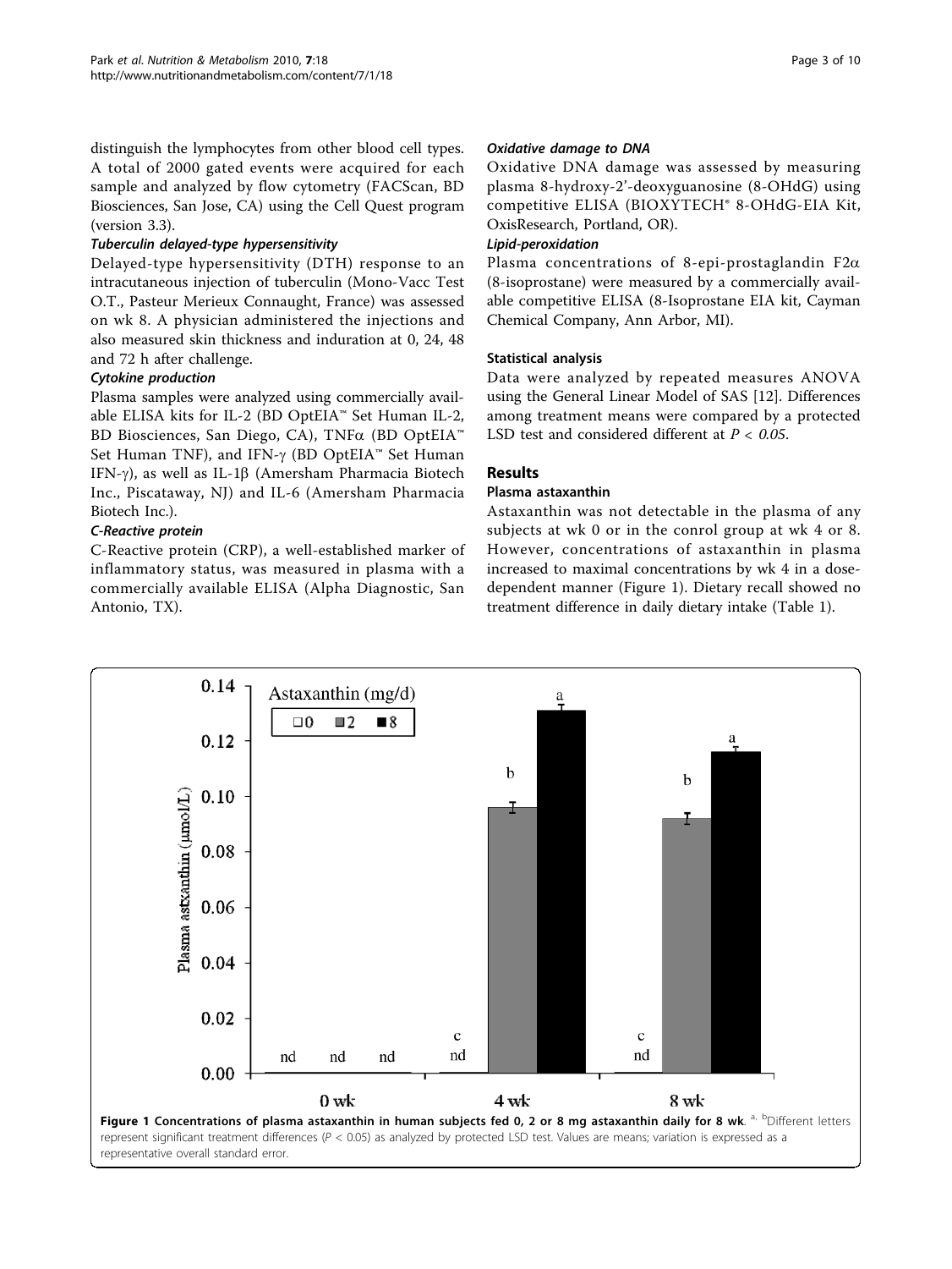distinguish the lymphocytes from other blood cell types. A total of 2000 gated events were acquired for each sample and analyzed by flow cytometry (FACScan, BD Biosciences, San Jose, CA) using the Cell Quest program (version 3.3).

#### *Tuberculin delayed-type hypersensitivity*

Delayed-type hypersensitivity (DTH) response to an intracutaneous injection of tuberculin (Mono-Vacc Test O.T., Pasteur Merieux Connaught, France) was assessed on wk 8. A physician administered the injections and also measured skin thickness and induration at 0, 24, 48 and 72 h after challenge.

#### *Cytokine production*

Plasma samples were analyzed using commercially available ELISA kits for IL-2 (BD OptEIA™ Set Human IL-2, BD Biosciences, San Diego, CA), TNFα (BD OptEIA™ Set Human TNF), and IFN-γ (BD OptEIA™ Set Human IFN-γ), as well as IL-1β (Amersham Pharmacia Biotech Inc., Piscataway, NJ) and IL-6 (Amersham Pharmacia Biotech Inc.).

#### *C-Reactive protein*

C-Reactive protein (CRP), a well-established marker of inflammatory status, was measured in plasma with a commercially available ELISA (Alpha Diagnostic, San Antonio, TX).

#### *Oxidative damage to DNA*

Oxidative DNA damage was assessed by measuring plasma 8-hydroxy-2'-deoxyguanosine (8-OHdG) using competitive ELISA (BIOXYTECH® 8-OHdG-EIA Kit, OxisResearch, Portland, OR).

#### *Lipid-peroxidation*

Plasma concentrations of 8-epi-prostaglandin F2α (8-isoprostane) were measured by a commercially available competitive ELISA (8-Isoprostane EIA kit, Cayman Chemical Company, Ann Arbor, MI).

### Statistical analysis

Data were analyzed by repeated measures ANOVA using the General Linear Model of SAS [12]. Differences among treatment means were compared by a protected LSD test and considered different at $P < 0.05$.

## Results

### Plasma astaxanthin

Astaxanthin was not detectable in the plasma of any subjects at wk 0 or in the conrol group at wk 4 or 8. However, concentrations of astaxanthin in plasma increased to maximal concentrations by wk 4 in a dose-dependent manner (Figure 1). Dietary recall showed no treatment difference in daily dietary intake (Table 1).

**Figure 1 Concentrations of plasma astaxanthin in human subjects fed 0, 2 or 8 mg astaxanthin daily for 8 wk**. [a, b]Different letters represent significant treatment differences ($P < 0.05$) as analyzed by protected LSD test. Values are means; variation is expressed as a representative overall standard error.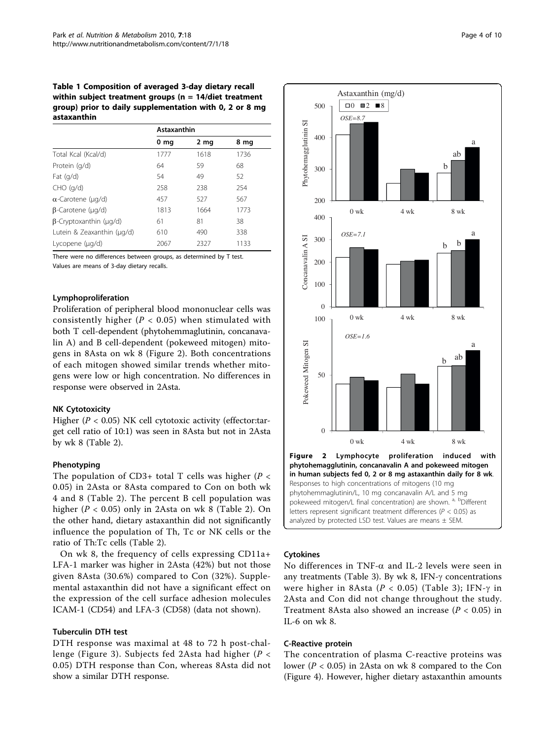**Table 1 Composition of averaged 3-day dietary recall within subject treatment groups (n = 14/diet treatment group) prior to daily supplementation with 0, 2 or 8 mg astaxanthin**

| | Astaxanthin | | |
|---|---|---|---|
| | 0 mg | 2 mg | 8 mg |
| Total Kcal (Kcal/d) | 1777 | 1618 | 1736 |
| Protein (g/d) | 64 | 59 | 68 |
| Fat (g/d) | 54 | 49 | 52 |
| CHO (g/d) | 258 | 238 | 254 |
| α-Carotene (μg/d) | 457 | 527 | 567 |
| β-Carotene (μg/d) | 1813 | 1664 | 1773 |
| β-Cryptoxanthin (μg/d) | 61 | 81 | 38 |
| Lutein & Zeaxanthin (μg/d) | 610 | 490 | 338 |
| Lycopene (μg/d) | 2067 | 2327 | 1133 |

There were no differences between groups, as determined by T test.
Values are means of 3-day dietary recalls.

### Lymphoproliferation

Proliferation of peripheral blood mononuclear cells was consistently higher ($P < 0.05$) when stimulated with both T cell-dependent (phytohemmaglutinin, concanavalin A) and B cell-dependent (pokeweed mitogen) mitogens in 8Asta on wk 8 (Figure 2). Both concentrations of each mitogen showed similar trends whether mitogens were low or high concentration. No differences in response were observed in 2Asta.

### NK Cytotoxicity

Higher ($P < 0.05$) NK cell cytotoxic activity (effector:target cell ratio of 10:1) was seen in 8Asta but not in 2Asta by wk 8 (Table 2).

### Phenotyping

The population of CD3+ total T cells was higher ($P < 0.05$) in 2Asta or 8Asta compared to Con on both wk 4 and 8 (Table 2). The percent B cell population was higher ($P < 0.05$) only in 2Asta on wk 8 (Table 2). On the other hand, dietary astaxanthin did not significantly influence the population of Th, Tc or NK cells or the ratio of Th:Tc cells (Table 2).

On wk 8, the frequency of cells expressing CD11a+ LFA-1 marker was higher in 2Asta (42%) but not those given 8Asta (30.6%) compared to Con (32%). Supplemental astaxanthin did not have a significant effect on the expression of the cell surface adhesion molecules ICAM-1 (CD54) and LFA-3 (CD58) (data not shown).

### Tuberculin DTH test

DTH response was maximal at 48 to 72 h post-challenge (Figure 3). Subjects fed 2Asta had higher ($P < 0.05$) DTH response than Con, whereas 8Asta did not show a similar DTH response.

**Figure 2 Lymphocyte proliferation induced with phytohemagglutinin, concanavalin A and pokeweed mitogen in human subjects fed 0, 2 or 8 mg astaxanthin daily for 8 wk**. Responses to high concentrations of mitogens (10 mg phytohemmaglutinin/L, 10 mg concanavalin A/L and 5 mg pokeweed mitogen/L final concentration) are shown. [a, b]Different letters represent significant treatment differences ($P < 0.05$) as analyzed by protected LSD test. Values are means ± SEM.

### Cytokines

No differences in TNF-α and IL-2 levels were seen in any treatments (Table 3). By wk 8, IFN-γ concentrations were higher in 8Asta ($P < 0.05$) (Table 3); IFN-γ in 2Asta and Con did not change throughout the study. Treatment 8Asta also showed an increase ($P < 0.05$) in IL-6 on wk 8.

### C-Reactive protein

The concentration of plasma C-reactive proteins was lower ($P < 0.05$) in 2Asta on wk 8 compared to the Con (Figure 4). However, higher dietary astaxanthin amounts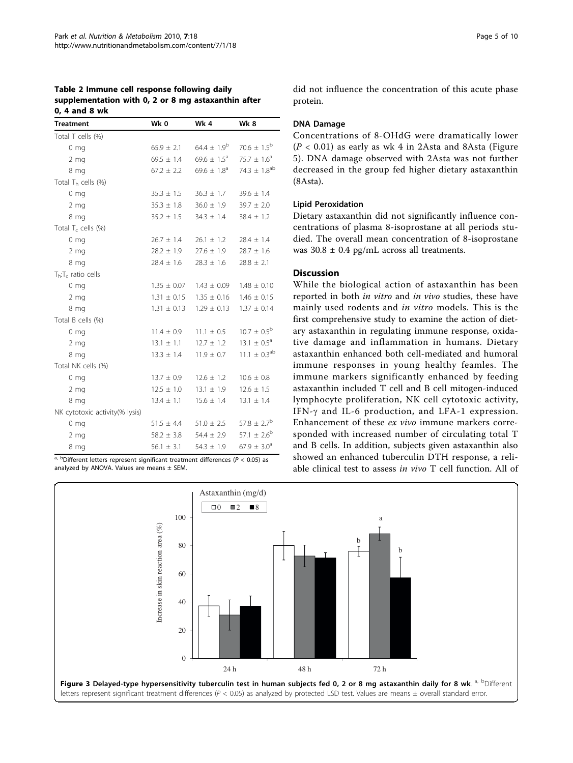**Table 2 Immune cell response following daily supplementation with 0, 2 or 8 mg astaxanthin after 0, 4 and 8 wk**

| Treatment | Wk 0 | Wk 4 | Wk 8 |
|---|---|---|---|
| Total T cells (%) | | | |
| 0 mg | 65.9 ± 2.1 | 64.4 ± 1.9[b] | 70.6 ± 1.5[b] |
| 2 mg | 69.5 ± 1.4 | 69.6 ± 1.5[a] | 75.7 ± 1.6[a] |
| 8 mg | 67.2 ± 2.2 | 69.6 ± 1.8[a] | 74.3 ± 1.8[ab] |
| Total $T_h$ cells (%) | | | |
| 0 mg | 35.3 ± 1.5 | 36.3 ± 1.7 | 39.6 ± 1.4 |
| 2 mg | 35.3 ± 1.8 | 36.0 ± 1.9 | 39.7 ± 2.0 |
| 8 mg | 35.2 ± 1.5 | 34.3 ± 1.4 | 38.4 ± 1.2 |
| Total $T_c$ cells (%) | | | |
| 0 mg | 26.7 ± 1.4 | 26.1 ± 1.2 | 28.4 ± 1.4 |
| 2 mg | 28.2 ± 1.9 | 27.6 ± 1.9 | 28.7 ± 1.6 |
| 8 mg | 28.4 ± 1.6 | 28.3 ± 1.6 | 28.8 ± 2.1 |
| $T_h$:$T_c$ ratio cells | | | |
| 0 mg | 1.35 ± 0.07 | 1.43 ± 0.09 | 1.48 ± 0.10 |
| 2 mg | 1.31 ± 0.15 | 1.35 ± 0.16 | 1.46 ± 0.15 |
| 8 mg | 1.31 ± 0.13 | 1.29 ± 0.13 | 1.37 ± 0.14 |
| Total B cells (%) | | | |
| 0 mg | 11.4 ± 0.9 | 11.1 ± 0.5 | 10.7 ± 0.5[b] |
| 2 mg | 13.1 ± 1.1 | 12.7 ± 1.2 | 13.1 ± 0.5[a] |
| 8 mg | 13.3 ± 1.4 | 11.9 ± 0.7 | 11.1 ± 0.3[ab] |
| Total NK cells (%) | | | |
| 0 mg | 13.7 ± 0.9 | 12.6 ± 1.2 | 10.6 ± 0.8 |
| 2 mg | 12.5 ± 1.0 | 13.1 ± 1.9 | 12.6 ± 1.5 |
| 8 mg | 13.4 ± 1.1 | 15.6 ± 1.4 | 13.1 ± 1.4 |
| NK cytotoxic activity(% lysis) | | | |
| 0 mg | 51.5 ± 4.4 | 51.0 ± 2.5 | 57.8 ± 2.7[b] |
| 2 mg | 58.2 ± 3.8 | 54.4 ± 2.9 | 57.1 ± 2.6[b] |
| 8 mg | 56.1 ± 3.1 | 54.3 ± 1.9 | 67.9 ± 3.0[a] |

[a, b]Different letters represent significant treatment differences ($P < 0.05$) as analyzed by ANOVA. Values are means ± SEM.

did not influence the concentration of this acute phase protein.

### DNA Damage

Concentrations of 8-OHdG were dramatically lower ($P < 0.01$) as early as wk 4 in 2Asta and 8Asta (Figure 5). DNA damage observed with 2Asta was not further decreased in the group fed higher dietary astaxanthin (8Asta).

### Lipid Peroxidation

Dietary astaxanthin did not significantly influence concentrations of plasma 8-isoprostane at all periods studied. The overall mean concentration of 8-isoprostane was 30.8 ± 0.4 pg/mL across all treatments.

## Discussion

While the biological action of astaxanthin has been reported in both *in vitro* and *in vivo* studies, these have mainly used rodents and *in vitro* models. This is the first comprehensive study to examine the action of dietary astaxanthin in regulating immune response, oxidative damage and inflammation in humans. Dietary astaxanthin enhanced both cell-mediated and humoral immune responses in young healthy feamles. The immune markers significantly enhanced by feeding astaxanthin included T cell and B cell mitogen-induced lymphocyte proliferation, NK cell cytotoxic activity, IFN-γ and IL-6 production, and LFA-1 expression. Enhancement of these *ex vivo* immune markers corresponded with increased number of circulating total T and B cells. In addition, subjects given astaxanthin also showed an enhanced tuberculin DTH response, a reliable clinical test to assess *in vivo* T cell function. All of

**Figure 3 Delayed-type hypersensitivity tuberculin test in human subjects fed 0, 2 or 8 mg astaxanthin daily for 8 wk**. [a, b]Different letters represent significant treatment differences ($P < 0.05$) as analyzed by protected LSD test. Values are means ± overall standard error.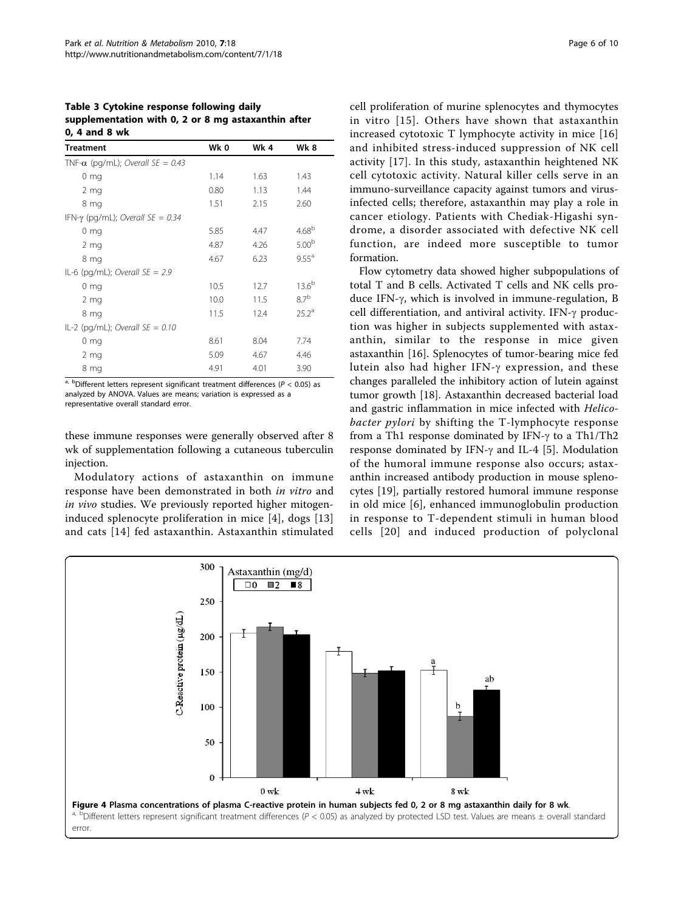**Table 3 Cytokine response following daily supplementation with 0, 2 or 8 mg astaxanthin after 0, 4 and 8 wk**

| Treatment | Wk 0 | Wk 4 | Wk 8 |
|---|---|---|---|
| TNF-α (pg/mL); *Overall SE = 0.43* | | | |
| 0 mg | 1.14 | 1.63 | 1.43 |
| 2 mg | 0.80 | 1.13 | 1.44 |
| 8 mg | 1.51 | 2.15 | 2.60 |
| IFN-γ (pg/mL); *Overall SE = 0.34* | | | |
| 0 mg | 5.85 | 4.47 | 4.68[b] |
| 2 mg | 4.87 | 4.26 | 5.00[b] |
| 8 mg | 4.67 | 6.23 | 9.55[a] |
| IL-6 (pg/mL); *Overall SE = 2.9* | | | |
| 0 mg | 10.5 | 12.7 | 13.6[b] |
| 2 mg | 10.0 | 11.5 | 8.7[b] |
| 8 mg | 11.5 | 12.4 | 25.2[a] |
| IL-2 (pg/mL); *Overall SE = 0.10* | | | |
| 0 mg | 8.61 | 8.04 | 7.74 |
| 2 mg | 5.09 | 4.67 | 4.46 |
| 8 mg | 4.91 | 4.01 | 3.90 |

[a, b]Different letters represent significant treatment differences ($P < 0.05$) as analyzed by ANOVA. Values are means; variation is expressed as a representative overall standard error.

these immune responses were generally observed after 8 wk of supplementation following a cutaneous tuberculin injection.

Modulatory actions of astaxanthin on immune response have been demonstrated in both *in vitro* and *in vivo* studies. We previously reported higher mitogen-induced splenocyte proliferation in mice [4], dogs [13] and cats [14] fed astaxanthin. Astaxanthin stimulated cell proliferation of murine splenocytes and thymocytes in vitro [15]. Others have shown that astaxanthin increased cytotoxic T lymphocyte activity in mice [16] and inhibited stress-induced suppression of NK cell activity [17]. In this study, astaxanthin heightened NK cell cytotoxic activity. Natural killer cells serve in an immuno-surveillance capacity against tumors and virus-infected cells; therefore, astaxanthin may play a role in cancer etiology. Patients with Chediak-Higashi syndrome, a disorder associated with defective NK cell function, are indeed more susceptible to tumor formation.

Flow cytometry data showed higher subpopulations of total T and B cells. Activated T cells and NK cells produce IFN-γ, which is involved in immune-regulation, B cell differentiation, and antiviral activity. IFN-γ production was higher in subjects supplemented with astaxanthin, similar to the response in mice given astaxanthin [16]. Splenocytes of tumor-bearing mice fed lutein also had higher IFN-γ expression, and these changes paralleled the inhibitory action of lutein against tumor growth [18]. Astaxanthin decreased bacterial load and gastric inflammation in mice infected with *Helicobacter pylori* by shifting the T-lymphocyte response from a Th1 response dominated by IFN-γ to a Th1/Th2 response dominated by IFN-γ and IL-4 [5]. Modulation of the humoral immune response also occurs; astaxanthin increased antibody production in mouse splenocytes [19], partially restored humoral immune response in old mice [6], enhanced immunoglobulin production in response to T-dependent stimuli in human blood cells [20] and induced production of polyclonal

**Figure 4 Plasma concentrations of plasma C-reactive protein in human subjects fed 0, 2 or 8 mg astaxanthin daily for 8 wk.** [a, b]Different letters represent significant treatment differences ($P < 0.05$) as analyzed by protected LSD test. Values are means ± overall standard error.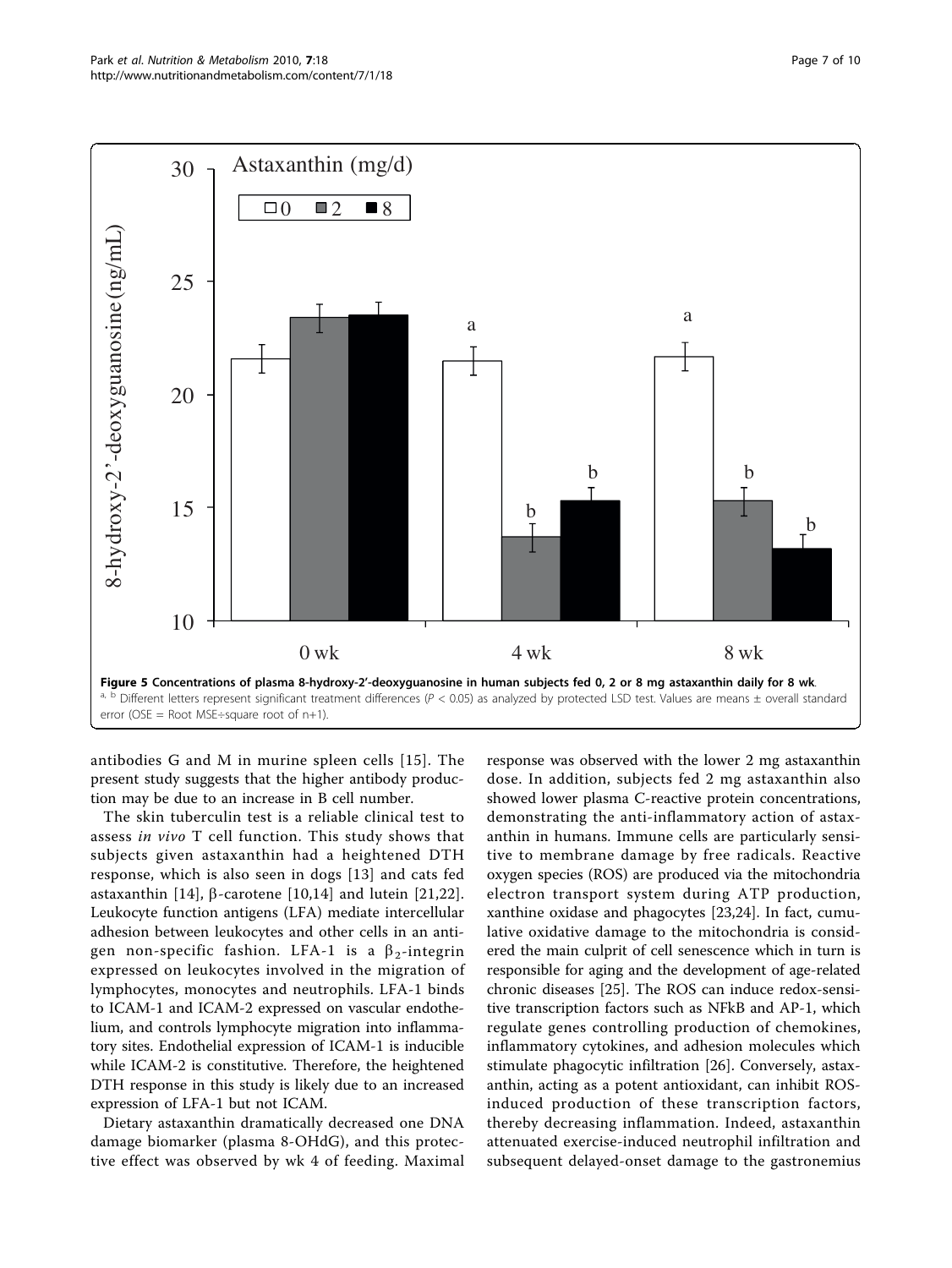**Figure 5 Concentrations of plasma 8-hydroxy-2′-deoxyguanosine in human subjects fed 0, 2 or 8 mg astaxanthin daily for 8 wk**. [a, b] Different letters represent significant treatment differences ($P < 0.05$) as analyzed by protected LSD test. Values are means ± overall standard error (OSE = Root MSE÷square root of n+1).

antibodies G and M in murine spleen cells [15]. The present study suggests that the higher antibody production may be due to an increase in B cell number.

The skin tuberculin test is a reliable clinical test to assess *in vivo* T cell function. This study shows that subjects given astaxanthin had a heightened DTH response, which is also seen in dogs [13] and cats fed astaxanthin [14], β-carotene [10,14] and lutein [21,22]. Leukocyte function antigens (LFA) mediate intercellular adhesion between leukocytes and other cells in an antigen non-specific fashion. LFA-1 is a $\beta_2$-integrin expressed on leukocytes involved in the migration of lymphocytes, monocytes and neutrophils. LFA-1 binds to ICAM-1 and ICAM-2 expressed on vascular endothelium, and controls lymphocyte migration into inflammatory sites. Endothelial expression of ICAM-1 is inducible while ICAM-2 is constitutive. Therefore, the heightened DTH response in this study is likely due to an increased expression of LFA-1 but not ICAM.

Dietary astaxanthin dramatically decreased one DNA damage biomarker (plasma 8-OHdG), and this protective effect was observed by wk 4 of feeding. Maximal response was observed with the lower 2 mg astaxanthin dose. In addition, subjects fed 2 mg astaxanthin also showed lower plasma C-reactive protein concentrations, demonstrating the anti-inflammatory action of astaxanthin in humans. Immune cells are particularly sensitive to membrane damage by free radicals. Reactive oxygen species (ROS) are produced via the mitochondria electron transport system during ATP production, xanthine oxidase and phagocytes [23,24]. In fact, cumulative oxidative damage to the mitochondria is considered the main culprit of cell senescence which in turn is responsible for aging and the development of age-related chronic diseases [25]. The ROS can induce redox-sensitive transcription factors such as NFkB and AP-1, which regulate genes controlling production of chemokines, inflammatory cytokines, and adhesion molecules which stimulate phagocytic infiltration [26]. Conversely, astaxanthin, acting as a potent antioxidant, can inhibit ROS-induced production of these transcription factors, thereby decreasing inflammation. Indeed, astaxanthin attenuated exercise-induced neutrophil infiltration and subsequent delayed-onset damage to the gastronemius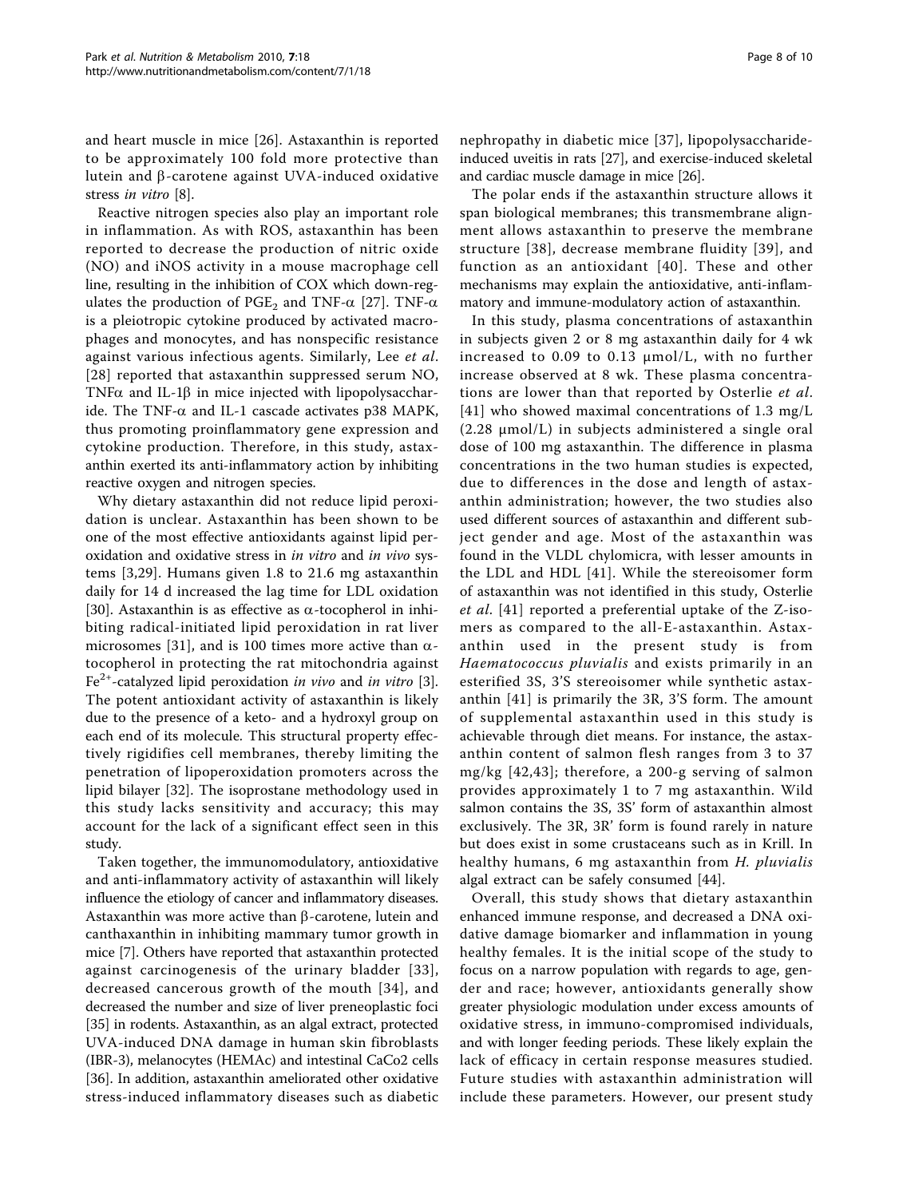and heart muscle in mice [26]. Astaxanthin is reported to be approximately 100 fold more protective than lutein and β-carotene against UVA-induced oxidative stress *in vitro* [8].

Reactive nitrogen species also play an important role in inflammation. As with ROS, astaxanthin has been reported to decrease the production of nitric oxide (NO) and iNOS activity in a mouse macrophage cell line, resulting in the inhibition of COX which down-regulates the production of $PGE_2$ and TNF-α [27]. TNF-α is a pleiotropic cytokine produced by activated macrophages and monocytes, and has nonspecific resistance against various infectious agents. Similarly, Lee *et al*. [28] reported that astaxanthin suppressed serum NO, TNFα and IL-1β in mice injected with lipopolysaccharide. The TNF-α and IL-1 cascade activates p38 MAPK, thus promoting proinflammatory gene expression and cytokine production. Therefore, in this study, astaxanthin exerted its anti-inflammatory action by inhibiting reactive oxygen and nitrogen species.

Why dietary astaxanthin did not reduce lipid peroxidation is unclear. Astaxanthin has been shown to be one of the most effective antioxidants against lipid peroxidation and oxidative stress in *in vitro* and *in vivo* systems [3,29]. Humans given 1.8 to 21.6 mg astaxanthin daily for 14 d increased the lag time for LDL oxidation [30]. Astaxanthin is as effective as α-tocopherol in inhibiting radical-initiated lipid peroxidation in rat liver microsomes [31], and is 100 times more active than α-tocopherol in protecting the rat mitochondria against $Fe^{2+}$-catalyzed lipid peroxidation *in vivo* and *in vitro* [3]. The potent antioxidant activity of astaxanthin is likely due to the presence of a keto- and a hydroxyl group on each end of its molecule. This structural property effectively rigidifies cell membranes, thereby limiting the penetration of lipoperoxidation promoters across the lipid bilayer [32]. The isoprostane methodology used in this study lacks sensitivity and accuracy; this may account for the lack of a significant effect seen in this study.

Taken together, the immunomodulatory, antioxidative and anti-inflammatory activity of astaxanthin will likely influence the etiology of cancer and inflammatory diseases. Astaxanthin was more active than β-carotene, lutein and canthaxanthin in inhibiting mammary tumor growth in mice [7]. Others have reported that astaxanthin protected against carcinogenesis of the urinary bladder [33], decreased cancerous growth of the mouth [34], and decreased the number and size of liver preneoplastic foci [35] in rodents. Astaxanthin, as an algal extract, protected UVA-induced DNA damage in human skin fibroblasts (IBR-3), melanocytes (HEMAc) and intestinal CaCo2 cells [36]. In addition, astaxanthin ameliorated other oxidative stress-induced inflammatory diseases such as diabetic nephropathy in diabetic mice [37], lipopolysaccharide-induced uveitis in rats [27], and exercise-induced skeletal and cardiac muscle damage in mice [26].

The polar ends if the astaxanthin structure allows it span biological membranes; this transmembrane alignment allows astaxanthin to preserve the membrane structure [38], decrease membrane fluidity [39], and function as an antioxidant [40]. These and other mechanisms may explain the antioxidative, anti-inflammatory and immune-modulatory action of astaxanthin.

In this study, plasma concentrations of astaxanthin in subjects given 2 or 8 mg astaxanthin daily for 4 wk increased to 0.09 to 0.13 μmol/L, with no further increase observed at 8 wk. These plasma concentrations are lower than that reported by Osterlie *et al*. [41] who showed maximal concentrations of 1.3 mg/L (2.28 μmol/L) in subjects administered a single oral dose of 100 mg astaxanthin. The difference in plasma concentrations in the two human studies is expected, due to differences in the dose and length of astaxanthin administration; however, the two studies also used different sources of astaxanthin and different subject gender and age. Most of the astaxanthin was found in the VLDL chylomicra, with lesser amounts in the LDL and HDL [41]. While the stereoisomer form of astaxanthin was not identified in this study, Osterlie *et al*. [41] reported a preferential uptake of the Z-isomers as compared to the all-E-astaxanthin. Astaxanthin used in the present study is from *Haematococcus pluvialis* and exists primarily in an esterified 3S, 3'S stereoisomer while synthetic astaxanthin [41] is primarily the 3R, 3'S form. The amount of supplemental astaxanthin used in this study is achievable through diet means. For instance, the astaxanthin content of salmon flesh ranges from 3 to 37 mg/kg [42,43]; therefore, a 200-g serving of salmon provides approximately 1 to 7 mg astaxanthin. Wild salmon contains the 3S, 3S' form of astaxanthin almost exclusively. The 3R, 3R' form is found rarely in nature but does exist in some crustaceans such as in Krill. In healthy humans, 6 mg astaxanthin from *H. pluvialis* algal extract can be safely consumed [44].

Overall, this study shows that dietary astaxanthin enhanced immune response, and decreased a DNA oxidative damage biomarker and inflammation in young healthy females. It is the initial scope of the study to focus on a narrow population with regards to age, gender and race; however, antioxidants generally show greater physiologic modulation under excess amounts of oxidative stress, in immuno-compromised individuals, and with longer feeding periods. These likely explain the lack of efficacy in certain response measures studied. Future studies with astaxanthin administration will include these parameters. However, our present study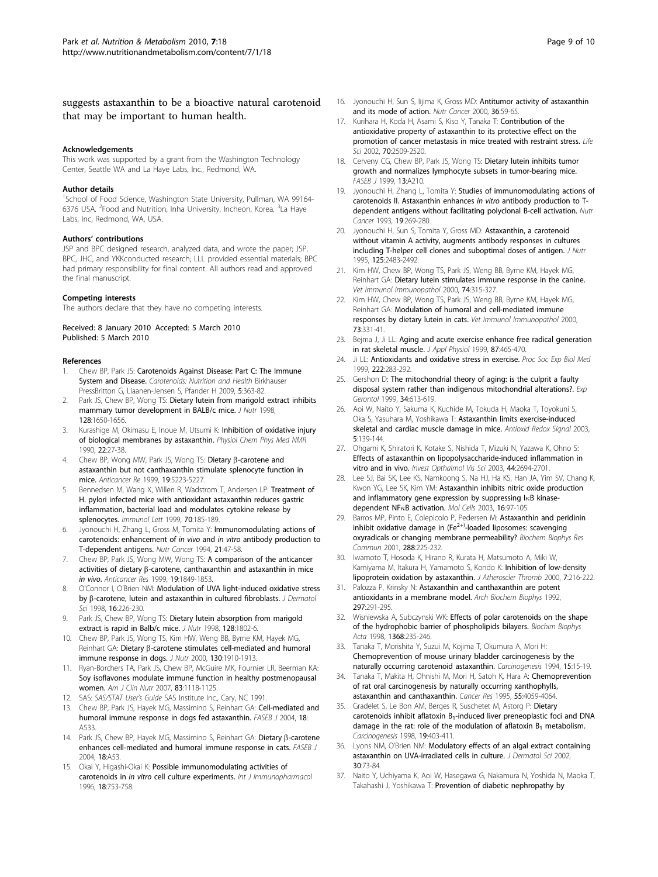suggests astaxanthin to be a bioactive natural carotenoid that may be important to human health.

#### Acknowledgements

This work was supported by a grant from the Washington Technology Center, Seattle WA and La Haye Labs, Inc., Redmond, WA.

#### Author details

[1]School of Food Science, Washington State University, Pullman, WA 99164-6376 USA. [2]Food and Nutrition, Inha University, Incheon, Korea. [3]La Haye Labs, Inc, Redmond, WA, USA.

#### Authors' contributions

JSP and BPC designed research, analyzed data, and wrote the paper; JSP, BPC, JHC, and YKKconducted research; LLL provided essential materials; BPC had primary responsibility for final content. All authors read and approved the final manuscript.

#### Competing interests

The authors declare that they have no competing interests.

Received: 8 January 2010 Accepted: 5 March 2010
Published: 5 March 2010

#### References

1. Chew BP, Park JS: **Carotenoids Against Disease: Part C: The Immune System and Disease.** *Carotenoids: Nutrition and Health* Birkhauser PressBritton G, Liaanen-Jensen S, Pfander H 2009, **5**:363-82.
2. Park JS, Chew BP, Wong TS: **Dietary lutein from marigold extract inhibits mammary tumor development in BALB/c mice.** *J Nutr* 1998, **128**:1650-1656.
3. Kurashige M, Okimasu E, Inoue M, Utsumi K: **Inhibition of oxidative injury of biological membranes by astaxanthin.** *Physiol Chem Phys Med NMR* 1990, **22**:27-38.
4. Chew BP, Wong MW, Park JS, Wong TS: **Dietary β-carotene and astaxanthin but not canthaxanthin stimulate splenocyte function in mice.** *Anticancer Re* 1999, **19**:5223-5227.
5. Bennedsen M, Wang X, Willen R, Wadstrom T, Andersen LP: **Treatment of H. pylori infected mice with antioxidant astaxanthin reduces gastric inflammation, bacterial load and modulates cytokine release by splenocytes.** *Immunol Lett* 1999, **70**:185-189.
6. Jyonouchi H, Zhang L, Gross M, Tomita Y: **Immunomodulating actions of carotenoids: enhancement of *in vivo* and *in vitro* antibody production to T-dependent antigens.** *Nutr Cancer* 1994, **21**:47-58.
7. Chew BP, Park JS, Wong MW, Wong TS: **A comparison of the anticancer activities of dietary β-carotene, canthaxanthin and astaxanthin in mice *in vivo*.** *Anticancer Res* 1999, **19**:1849-1853.
8. O'Connor I, O'Brien NM: **Modulation of UVA light-induced oxidative stress by β-carotene, lutein and astaxanthin in cultured fibroblasts.** *J Dermatol Sci* 1998, **16**:226-230.
9. Park JS, Chew BP, Wong TS: **Dietary lutein absorption from marigold extract is rapid in Balb/c mice.** *J Nutr* 1998, **128**:1802-6.
10. Chew BP, Park JS, Wong TS, Kim HW, Weng BB, Byrne KM, Hayek MG, Reinhart GA: **Dietary β-carotene stimulates cell-mediated and humoral immune response in dogs.** *J Nutr* 2000, **130**:1910-1913.
11. Ryan-Borchers TA, Park JS, Chew BP, McGuire MK, Fournier LR, Beerman KA: **Soy isoflavones modulate immune function in healthy postmenopausal women.** *Am J Clin Nutr* 2007, **83**:1118-1125.
12. SAS: *SAS/STAT User's Guide* SAS Institute Inc., Cary, NC 1991.
13. Chew BP, Park JS, Hayek MG, Massimino S, Reinhart GA: **Cell-mediated and humoral immune response in dogs fed astaxanthin.** *FASEB J* 2004, **18**: A533.
14. Park JS, Chew BP, Hayek MG, Massimino S, Reinhart GA: **Dietary β-carotene enhances cell-mediated and humoral immune response in cats.** *FASEB J* 2004, **18**:A53.
15. Okai Y, Higashi-Okai K: **Possible immunomodulating activities of carotenoids in *in vitro* cell culture experiments.** *Int J Immunopharmacol* 1996, **18**:753-758.
16. Jyonouchi H, Sun S, Iijima K, Gross MD: **Antitumor activity of astaxanthin and its mode of action.** *Nutr Cancer* 2000, **36**:59-65.
17. Kurihara H, Koda H, Asami S, Kiso Y, Tanaka T: **Contribution of the antioxidative property of astaxanthin to its protective effect on the promotion of cancer metastasis in mice treated with restraint stress.** *Life Sci* 2002, **70**:2509-2520.
18. Cerveny CG, Chew BP, Park JS, Wong TS: **Dietary lutein inhibits tumor growth and normalizes lymphocyte subsets in tumor-bearing mice.** *FASEB J* 1999, **13**:A210.
19. Jyonouchi H, Zhang L, Tomita Y: **Studies of immunomodulating actions of carotenoids II. Astaxanthin enhances *in vitro* antibody production to T-dependent antigens without facilitating polyclonal B-cell activation.** *Nutr Cancer* 1993, **19**:269-280.
20. Jyonouchi H, Sun S, Tomita Y, Gross MD: **Astaxanthin, a carotenoid without vitamin A activity, augments antibody responses in cultures including T-helper cell clones and suboptimal doses of antigen.** *J Nutr* 1995, **125**:2483-2492.
21. Kim HW, Chew BP, Wong TS, Park JS, Weng BB, Byrne KM, Hayek MG, Reinhart GA: **Dietary lutein stimulates immune response in the canine.** *Vet Immunol Immunopathol* 2000, **74**:315-327.
22. Kim HW, Chew BP, Wong TS, Park JS, Weng BB, Byrne KM, Hayek MG, Reinhart GA: **Modulation of humoral and cell-mediated immune responses by dietary lutein in cats.** *Vet Immunol Immunopathol* 2000, **73**:331-41.
23. Bejma J, Ji LL: **Aging and acute exercise enhance free radical generation in rat skeletal muscle.** *J Appl Physiol* 1999, **87**:465-470.
24. Ji LL: **Antioxidants and oxidative stress in exercise.** *Proc Soc Exp Biol Med* 1999, **222**:283-292.
25. Gershon D: **The mitochondrial theory of aging: is the culprit a faulty disposal system rather than indigenous mitochondrial alterations?.** *Exp Gerontol* 1999, **34**:613-619.
26. Aoi W, Naito Y, Sakuma K, Kuchide M, Tokuda H, Maoka T, Toyokuni S, Oka S, Yasuhara M, Yoshikawa T: **Astaxanthin limits exercise-induced skeletal and cardiac muscle damage in mice.** *Antioxid Redox Signal* 2003, **5**:139-144.
27. Ohgami K, Shiratori K, Kotake S, Nishida T, Mizuki N, Yazawa K, Ohno S: **Effects of astaxanthin on lipopolysaccharide-induced inflammation in vitro and in vivo.** *Invest Opthalmol Vis Sci* 2003, **44**:2694-2701.
28. Lee SJ, Bai SK, Lee KS, Namkoong S, Na HJ, Ha KS, Han JA, Yim SV, Chang K, Kwon YG, Lee SK, Kim YM: **Astaxanthin inhibits nitric oxide production and inflammatory gene expression by suppressing IκB kinase-dependent NFκB activation.** *Mol Cells* 2003, **16**:97-105.
29. Barros MP, Pinto E, Colepicolo P, Pedersen M: **Astaxanthin and peridinin inhibit oxidative damage in ($Fe^{2+}$)-loaded liposomes: scavenging oxyradicals or changing membrane permeability?** *Biochem Biophys Res Commun* 2001, **288**:225-232.
30. Iwamoto T, Hosoda K, Hirano R, Kurata H, Matsumoto A, Miki W, Kamiyama M, Itakura H, Yamamoto S, Kondo K: **Inhibition of low-density lipoprotein oxidation by astaxanthin.** *J Atheroscler Thromb* 2000, **7**:216-222.
31. Palozza P, Krinsky N: **Astaxanthin and canthaxanthin are potent antioxidants in a membrane model.** *Arch Biochem Biophys* 1992, **297**:291-295.
32. Wisniewska A, Subczynski WK: **Effects of polar carotenoids on the shape of the hydrophobic barrier of phospholipids bilayers.** *Biochim Biophys Acta* 1998, **1368**:235-246.
33. Tanaka T, Morishita Y, Suzui M, Kojima T, Okumura A, Mori H: **Chemoprevention of mouse urinary bladder carcinogenesis by the naturally occurring carotenoid astaxanthin.** *Carcinogenesis* 1994, **15**:15-19.
34. Tanaka T, Makita H, Ohnishi M, Mori H, Satoh K, Hara A: **Chemoprevention of rat oral carcinogenesis by naturally occurring xanthophylls, astaxanthin and canthaxanthin.** *Cancer Res* 1995, **55**:4059-4064.
35. Gradelet S, Le Bon AM, Berges R, Suschetet M, Astorg P: **Dietary carotenoids inhibit aflatoxin $B_1$-induced liver preneoplastic foci and DNA damage in the rat: role of the modulation of aflatoxin $B_1$ metabolism.** *Carcinogenesis* 1998, **19**:403-411.
36. Lyons NM, O'Brien NM: **Modulatory effects of an algal extract containing astaxanthin on UVA-irradiated cells in culture.** *J Dermatol Sci* 2002, **30**:73-84.
37. Naito Y, Uchiyama K, Aoi W, Hasegawa G, Nakamura N, Yoshida N, Maoka T, Takahashi J, Yoshikawa T: **Prevention of diabetic nephropathy by**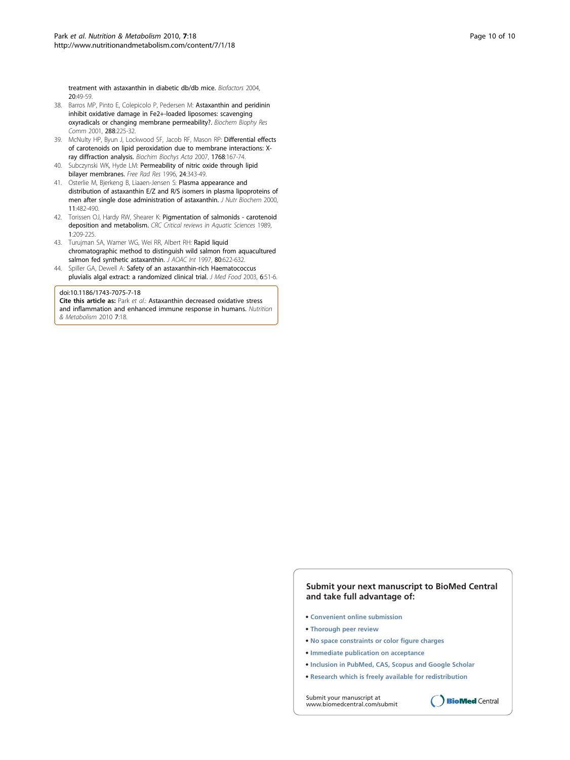treatment with astaxanthin in diabetic db/db mice. *Biofactors* 2004, **20**:49-59.

38. Barros MP, Pinto E, Colepicolo P, Pedersen M: **Astaxanthin and peridinin inhibit oxidative damage in Fe2+-loaded liposomes: scavenging oxyradicals or changing membrane permeability?.** *Biochem Biophy Res Comm* 2001, **288**:225-32.
39. McNulty HP, Byun J, Lockwood SF, Jacob RF, Mason RP: **Differential effects of carotenoids on lipid peroxidation due to membrane interactions: X-ray diffraction analysis.** *Biochim Biochys Acta* 2007, **1768**:167-74.
40. Subczynski WK, Hyde LM: **Permeability of nitric oxide through lipid bilayer membranes.** *Free Rad Res* 1996, **24**:343-49.
41. Osterlie M, Bjerkeng B, Liaaen-Jensen S: **Plasma appearance and distribution of astaxanthin E/Z and R/S isomers in plasma lipoproteins of men after single dose administration of astaxanthin.** *J Nutr Biochem* 2000, **11**:482-490.
42. Torissen OJ, Hardy RW, Shearer K: **Pigmentation of salmonids - carotenoid deposition and metabolism.** *CRC Critical reviews in Aquatic Sciences* 1989, **1**:209-225.
43. Turujman SA, Wamer WG, Wei RR, Albert RH: **Rapid liquid chromatographic method to distinguish wild salmon from aquacultured salmon fed synthetic astaxanthin.** *J AOAC Int* 1997, **80**:622-632.
44. Spiller GA, Dewell A: **Safety of an astaxanthin-rich Haematococcus pluvialis algal extract: a randomized clinical trial.** *J Med Food* 2003, **6**:51-6.

doi:10.1186/1743-7075-7-18
**Cite this article as:** Park *et al.*: Astaxanthin decreased oxidative stress and inflammation and enhanced immune response in humans. *Nutrition & Metabolism* 2010 **7**:18.

**Submit your next manuscript to BioMed Central and take full advantage of:**

- Convenient online submission
- Thorough peer review
- No space constraints or color figure charges
- Immediate publication on acceptance
- Inclusion in PubMed, CAS, Scopus and Google Scholar
- Research which is freely available for redistribution

Submit your manuscript at
www.biomedcentral.com/submit

BioMed Central